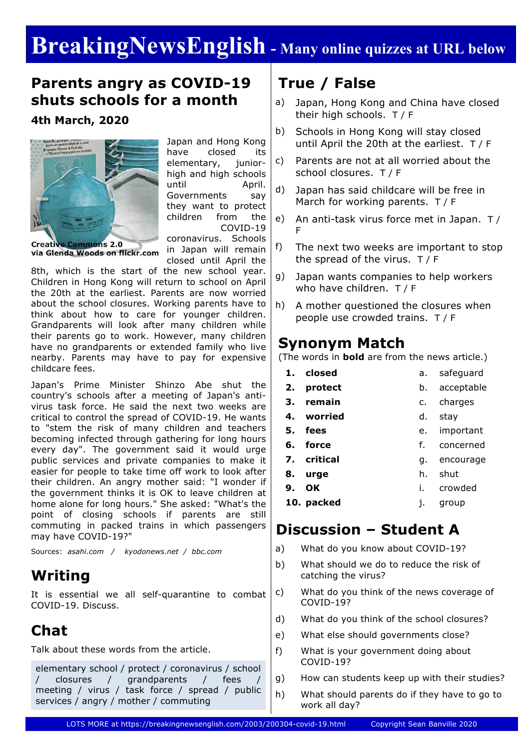# BreakingNewsEnglish - Many online quizzes at URL below

## Parents angry as COVID-19 shuts schools for a month

**4th March, 2020**

Creative Commons 2.0 via Glenda Woods on flickr.com

Japan and Hong Kong have closed its elementary, junior-high and high schools until April. Governments say they want to protect children from the COVID-19 coronavirus. Schools in Japan will remain closed until April the 8th, which is the start of the new school year. Children in Hong Kong will return to school on April the 20th at the earliest. Parents are now worried about the school closures. Working parents have to think about how to care for younger children. Grandparents will look after many children while their parents go to work. However, many children have no grandparents or extended family who live nearby. Parents may have to pay for expensive childcare fees.

Japan's Prime Minister Shinzo Abe shut the country's schools after a meeting of Japan's anti-virus task force. He said the next two weeks are critical to control the spread of COVID-19. He wants to "stem the risk of many children and teachers becoming infected through gathering for long hours every day". The government said it would urge public services and private companies to make it easier for people to take time off work to look after their children. An angry mother said: "I wonder if the government thinks it is OK to leave children at home alone for long hours." She asked: "What's the point of closing schools if parents are still commuting in packed trains in which passengers may have COVID-19?"

Sources: *asahi.com / kyodonews.net / bbc.com*

## Writing

It is essential we all self-quarantine to combat COVID-19. Discuss.

## Chat

Talk about these words from the article.

elementary school / protect / coronavirus / school / closures / grandparents / fees / meeting / virus / task force / spread / public services / angry / mother / commuting

## True / False

a) Japan, Hong Kong and China have closed their high schools. T / F

b) Schools in Hong Kong will stay closed until April the 20th at the earliest. T / F

c) Parents are not at all worried about the school closures. T / F

d) Japan has said childcare will be free in March for working parents. T / F

e) An anti-task virus force met in Japan. T / F

f) The next two weeks are important to stop the spread of the virus. T / F

g) Japan wants companies to help workers who have children. T / F

h) A mother questioned the closures when people use crowded trains. T / F

## Synonym Match

(The words in **bold** are from the news article.)

1. **closed** — a. safeguard
2. **protect** — b. acceptable
3. **remain** — c. charges
4. **worried** — d. stay
5. **fees** — e. important
6. **force** — f. concerned
7. **critical** — g. encourage
8. **urge** — h. shut
9. **OK** — i. crowded
10. **packed** — j. group

## Discussion – Student A

a) What do you know about COVID-19?

b) What should we do to reduce the risk of catching the virus?

c) What do you think of the news coverage of COVID-19?

d) What do you think of the school closures?

e) What else should governments close?

f) What is your government doing about COVID-19?

g) How can students keep up with their studies?

h) What should parents do if they have to go to work all day?

LOTS MORE at https://breakingnewsenglish.com/2003/200304-covid-19.html Copyright Sean Banville 2020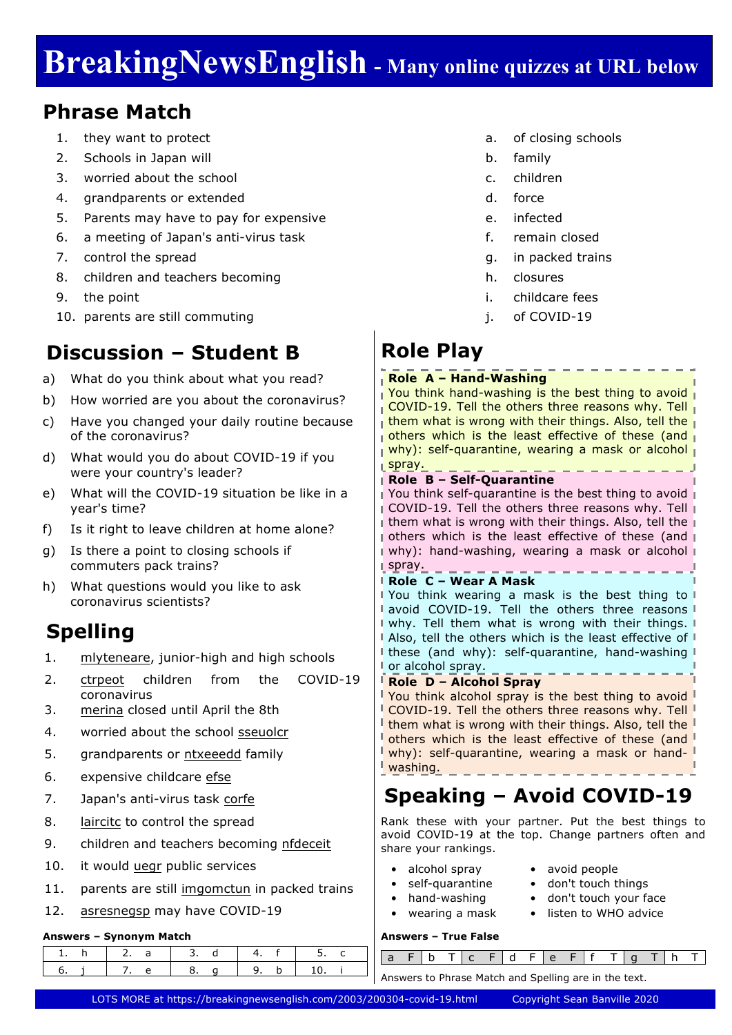## Phrase Match

1. they want to protect
2. Schools in Japan will
3. worried about the school
4. grandparents or extended
5. Parents may have to pay for expensive
6. a meeting of Japan's anti-virus task
7. control the spread
8. children and teachers becoming
9. the point
10. parents are still commuting

a. of closing schools
b. family
c. children
d. force
e. infected
f. remain closed
g. in packed trains
h. closures
i. childcare fees
j. of COVID-19

## Discussion – Student B

a) What do you think about what you read?
b) How worried are you about the coronavirus?
c) Have you changed your daily routine because of the coronavirus?
d) What would you do about COVID-19 if you were your country's leader?
e) What will the COVID-19 situation be like in a year's time?
f) Is it right to leave children at home alone?
g) Is there a point to closing schools if commuters pack trains?
h) What questions would you like to ask coronavirus scientists?

## Spelling

1. mlyteneare, junior-high and high schools
2. ctrpeot children from the COVID-19 coronavirus
3. merina closed until April the 8th
4. worried about the school sseuolcr
5. grandparents or ntxeeedd family
6. expensive childcare efse
7. Japan's anti-virus task corfe
8. laircitc to control the spread
9. children and teachers becoming nfdeceit
10. it would uegr public services
11. parents are still imgomctun in packed trains
12. asresnegsp may have COVID-19

**Answers – Synonym Match**

| | | | | |
|---|---|---|---|---|
| 1. h | 2. a | 3. d | 4. f | 5. c |
| 6. j | 7. e | 8. g | 9. b | 10. i |

## Role Play

**Role A – Hand-Washing**
You think hand-washing is the best thing to avoid COVID-19. Tell the others three reasons why. Tell them what is wrong with their things. Also, tell the others which is the least effective of these (and why): self-quarantine, wearing a mask or alcohol spray.

**Role B – Self-Quarantine**
You think self-quarantine is the best thing to avoid COVID-19. Tell the others three reasons why. Tell them what is wrong with their things. Also, tell the others which is the least effective of these (and why): hand-washing, wearing a mask or alcohol spray.

**Role C – Wear A Mask**
You think wearing a mask is the best thing to avoid COVID-19. Tell the others three reasons why. Tell them what is wrong with their things. Also, tell the others which is the least effective of these (and why): self-quarantine, hand-washing or alcohol spray.

**Role D – Alcohol Spray**
You think alcohol spray is the best thing to avoid COVID-19. Tell the others three reasons why. Tell them what is wrong with their things. Also, tell the others which is the least effective of these (and why): self-quarantine, wearing a mask or hand-washing.

## Speaking – Avoid COVID-19

Rank these with your partner. Put the best things to avoid COVID-19 at the top. Change partners often and share your rankings.

- alcohol spray
- self-quarantine
- hand-washing
- wearing a mask
- avoid people
- don't touch things
- don't touch your face
- listen to WHO advice

**Answers – True False**

| | | | | | | | | | | | | | | | |
|---|---|---|---|---|---|---|---|---|---|---|---|---|---|---|---|
| a | F | b | T | c | F | d | F | e | F | f | T | g | T | h | T |

Answers to Phrase Match and Spelling are in the text.

LOTS MORE at https://breakingnewsenglish.com/2003/200304-covid-19.html Copyright Sean Banville 2020